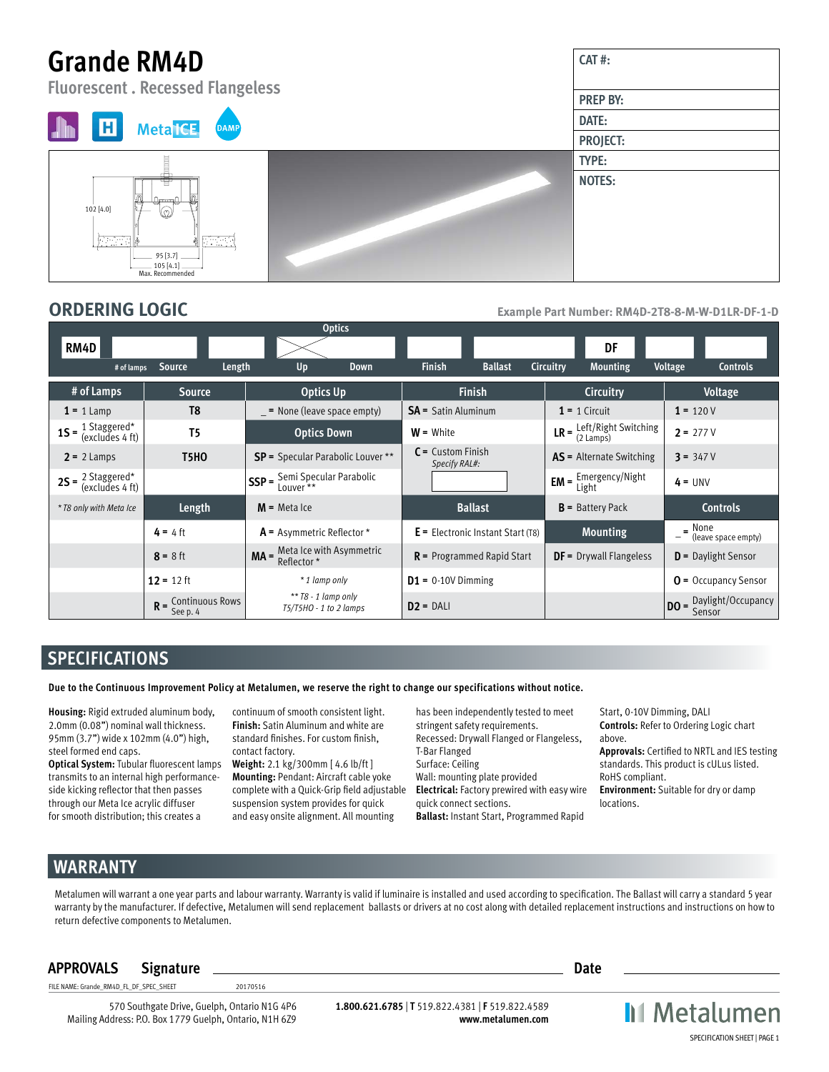# Grande RM4D

Fluorescent . Recessed Flangeless

MetaICE DAMP

102 [4.0]

95 [3.7]

105 [4.1]

Max. Recommended

| CAT #: |
|---|
| PREP BY: |
| DATE: |
| PROJECT: |
| TYPE: |
| NOTES: |

## ORDERING LOGIC

Example Part Number: RM4D-2T8-8-M-W-D1LR-DF-1-D

| RM4D | # of lamps | Source | Length | Optics Up | Optics Down | Finish | Ballast | Circuitry | Mounting | Voltage | Controls |
|---|---|---|---|---|---|---|---|---|---|---|---|
| | | | | | | | | | DF | | |

| # of Lamps | Source | Optics Up | Finish | Circuitry | Voltage |
|---|---|---|---|---|---|
| **1** = 1 Lamp | **T8** | _ = None (leave space empty) | **SA** = Satin Aluminum | **1** = 1 Circuit | **1** = 120 V |
| **1S** = 1 Staggered* (excludes 4 ft) | **T5** | **Optics Down** | **W** = White | **LR** = Left/Right Switching (2 Lamps) | **2** = 277 V |
| **2** = 2 Lamps | **T5HO** | **SP** = Specular Parabolic Louver ** | **C** = Custom Finish *Specify RAL#:* | **AS** = Alternate Switching | **3** = 347 V |
| **2S** = 2 Staggered* (excludes 4 ft) | | **SSP** = Semi Specular Parabolic Louver ** | | **EM** = Emergency/Night Light | **4** = UNV |
| *\* T8 only with Meta Ice* | **Length** | **M** = Meta Ice | **Ballast** | **B** = Battery Pack | **Controls** |
| | **4** = 4 ft | **A** = Asymmetric Reflector * | **E** = Electronic Instant Start (T8) | **Mounting** | _ = None (leave space empty) |
| | **8** = 8 ft | **MA** = Meta Ice with Asymmetric Reflector * | **R** = Programmed Rapid Start | **DF** = Drywall Flangeless | **D** = Daylight Sensor |
| | **12** = 12 ft | *\* 1 lamp only* | **D1** = 0-10V Dimming | | **O** = Occupancy Sensor |
| | **R** = Continuous Rows See p. 4 | *\*\* T8 - 1 lamp only T5/T5HO - 1 to 2 lamps* | **D2** = DALI | | **DO** = Daylight/Occupancy Sensor |

## SPECIFICATIONS

**Due to the Continuous Improvement Policy at Metalumen, we reserve the right to change our specifications without notice.**

**Housing:** Rigid extruded aluminum body, 2.0mm (0.08") nominal wall thickness. 95mm (3.7") wide x 102mm (4.0") high, steel formed end caps.

**Optical System:** Tubular fluorescent lamps transmits to an internal high performance-side kicking reflector that then passes through our Meta Ice acrylic diffuser for smooth distribution; this creates a continuum of smooth consistent light.

**Finish:** Satin Aluminum and white are standard finishes. For custom finish, contact factory.

**Weight:** 2.1 kg/300mm [ 4.6 lb/ft ]

**Mounting:** Pendant: Aircraft cable yoke complete with a Quick-Grip field adjustable suspension system provides for quick and easy onsite alignment. All mounting has been independently tested to meet stringent safety requirements.
Recessed: Drywall Flanged or Flangeless, T-Bar Flanged
Surface: Ceiling
Wall: mounting plate provided

**Electrical:** Factory prewired with easy wire quick connect sections.

**Ballast:** Instant Start, Programmed Rapid Start, 0-10V Dimming, DALI

**Controls:** Refer to Ordering Logic chart above.

**Approvals:** Certified to NRTL and IES testing standards. This product is cULus listed. RoHS compliant.

**Environment:** Suitable for dry or damp locations.

## WARRANTY

Metalumen will warrant a one year parts and labour warranty. Warranty is valid if luminaire is installed and used according to specification. The Ballast will carry a standard 5 year warranty by the manufacturer. If defective, Metalumen will send replacement ballasts or drivers at no cost along with detailed replacement instructions and instructions on how to return defective components to Metalumen.

**APPROVALS** **Signature** ______________________ **Date** ______________

FILE NAME: Grande_RM4D_FL_DF_SPEC_SHEET 20170516

570 Southgate Drive, Guelph, Ontario N1G 4P6
Mailing Address: P.O. Box 1779 Guelph, Ontario, N1H 6Z9

**1.800.621.6785** | **T** 519.822.4381 | **F** 519.822.4589
**www.metalumen.com**

Metalumen

SPECIFICATION SHEET | PAGE 1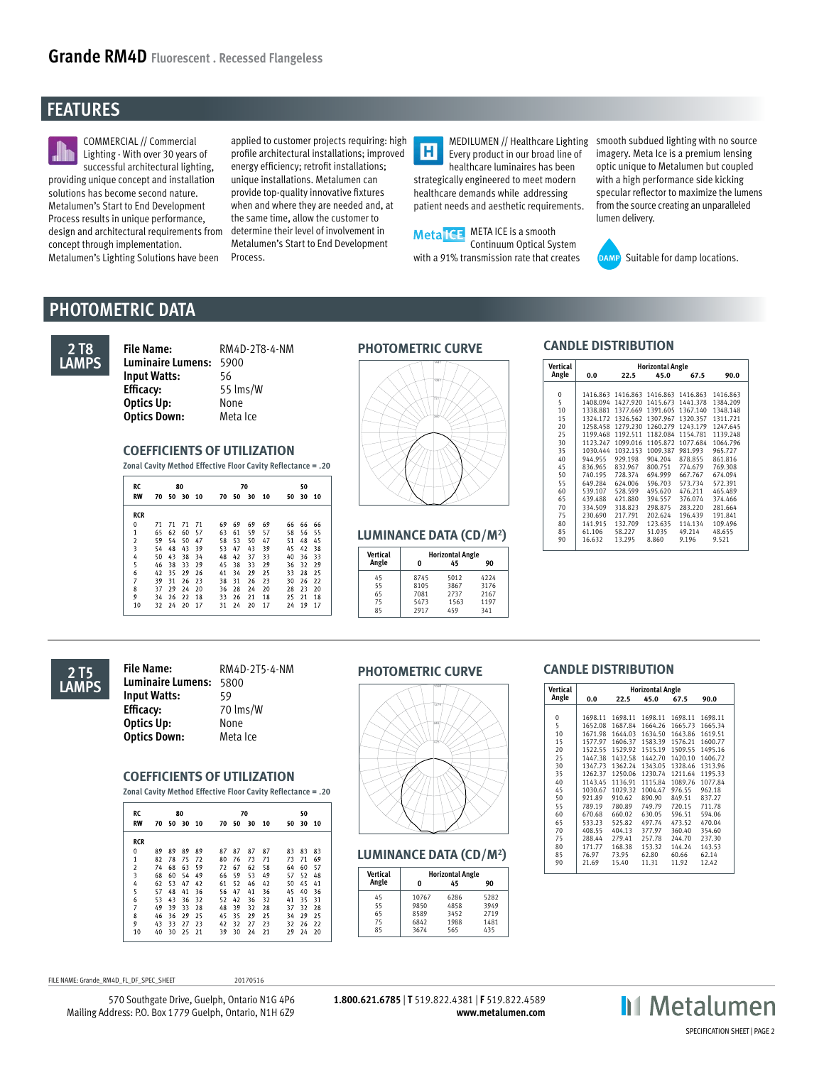# Grande RM4D Fluorescent . Recessed Flangeless

## FEATURES

COMMERCIAL // Commercial Lighting - With over 30 years of successful architectural lighting, providing unique concept and installation solutions has become second nature. Metalumen's Start to End Development Process results in unique performance, design and architectural requirements from concept through implementation. Metalumen's Lighting Solutions have been applied to customer projects requiring: high profile architectural installations; improved energy efficiency; retrofit installations; unique installations. Metalumen can provide top-quality innovative fixtures when and where they are needed and, at the same time, allow the customer to determine their level of involvement in Metalumen's Start to End Development Process.

MEDILUMEN // Healthcare Lighting Every product in our broad line of healthcare luminaires has been strategically engineered to meet modern healthcare demands while addressing patient needs and aesthetic requirements.

META ICE is a smooth Continuum Optical System with a 91% transmission rate that creates smooth subdued lighting with no source imagery. Meta Ice is a premium lensing optic unique to Metalumen but coupled with a high performance side kicking specular reflector to maximize the lumens from the source creating an unparalleled lumen delivery.

Suitable for damp locations.

## PHOTOMETRIC DATA

### 2 T8 LAMPS

**File Name:** RM4D-2T8-4-NM
**Luminaire Lumens:** 5900
**Input Watts:** 56
**Efficacy:** 55 lms/W
**Optics Up:** None
**Optics Down:** Meta Ice

#### COEFFICIENTS OF UTILIZATION

Zonal Cavity Method Effective Floor Cavity Reflectance = .20

| RC | 80 | | | | 70 | | | | 50 | | |
|---|---|---|---|---|---|---|---|---|---|---|---|
| RW | 70 | 50 | 30 | 10 | 70 | 50 | 30 | 10 | 50 | 30 | 10 |
| RCR | | | | | | | | | | | |
| 0 | 71 | 71 | 71 | 71 | 69 | 69 | 69 | 69 | 66 | 66 | 66 |
| 1 | 65 | 62 | 60 | 57 | 63 | 61 | 59 | 57 | 58 | 56 | 55 |
| 2 | 59 | 54 | 50 | 47 | 58 | 53 | 50 | 47 | 51 | 48 | 45 |
| 3 | 54 | 48 | 43 | 39 | 53 | 47 | 43 | 39 | 45 | 42 | 38 |
| 4 | 50 | 43 | 38 | 34 | 48 | 42 | 37 | 33 | 40 | 36 | 33 |
| 5 | 46 | 38 | 33 | 29 | 45 | 38 | 33 | 29 | 36 | 32 | 29 |
| 6 | 42 | 35 | 29 | 26 | 41 | 34 | 29 | 25 | 33 | 28 | 25 |
| 7 | 39 | 31 | 26 | 23 | 38 | 31 | 26 | 23 | 30 | 26 | 22 |
| 8 | 37 | 29 | 24 | 20 | 36 | 28 | 24 | 20 | 28 | 23 | 20 |
| 9 | 34 | 26 | 22 | 18 | 33 | 26 | 21 | 18 | 25 | 21 | 18 |
| 10 | 32 | 24 | 20 | 17 | 31 | 24 | 20 | 17 | 24 | 19 | 17 |

#### PHOTOMETRIC CURVE

#### LUMINANCE DATA (CD/M²)

| Vertical Angle | Horizontal Angle 0 | 45 | 90 |
|---|---|---|---|
| 45 | 8745 | 5012 | 4224 |
| 55 | 8105 | 3867 | 3176 |
| 65 | 7081 | 2737 | 2167 |
| 75 | 5473 | 1563 | 1197 |
| 85 | 2917 | 459 | 341 |

#### CANDLE DISTRIBUTION

| Vertical Angle | Horizontal Angle 0.0 | 22.5 | 45.0 | 67.5 | 90.0 |
|---|---|---|---|---|---|
| 0 | 1416.863 | 1416.863 | 1416.863 | 1416.863 | 1416.863 |
| 5 | 1408.094 | 1427.920 | 1415.673 | 1441.378 | 1384.209 |
| 10 | 1338.881 | 1377.669 | 1391.605 | 1367.140 | 1348.148 |
| 15 | 1324.172 | 1326.562 | 1307.967 | 1320.357 | 1311.721 |
| 20 | 1258.458 | 1279.230 | 1260.279 | 1243.179 | 1247.645 |
| 25 | 1199.468 | 1192.511 | 1182.084 | 1154.781 | 1139.248 |
| 30 | 1123.247 | 1099.016 | 1105.872 | 1077.684 | 1064.796 |
| 35 | 1030.444 | 1032.153 | 1009.387 | 981.993 | 965.727 |
| 40 | 944.955 | 929.198 | 904.204 | 878.855 | 861.816 |
| 45 | 836.965 | 832.967 | 800.751 | 774.679 | 769.308 |
| 50 | 740.195 | 728.374 | 694.999 | 667.767 | 674.094 |
| 55 | 649.284 | 624.006 | 596.703 | 573.734 | 572.391 |
| 60 | 539.107 | 528.599 | 495.620 | 476.211 | 465.489 |
| 65 | 439.488 | 421.880 | 394.557 | 376.074 | 374.466 |
| 70 | 334.509 | 318.823 | 298.875 | 283.220 | 281.664 |
| 75 | 230.690 | 217.791 | 202.624 | 196.439 | 191.841 |
| 80 | 141.915 | 132.709 | 123.635 | 114.134 | 109.496 |
| 85 | 61.106 | 58.227 | 51.035 | 49.214 | 48.655 |
| 90 | 16.632 | 13.295 | 8.860 | 9.196 | 9.521 |

### 2 T5 LAMPS

**File Name:** RM4D-2T5-4-NM
**Luminaire Lumens:** 5800
**Input Watts:** 59
**Efficacy:** 70 lms/W
**Optics Up:** None
**Optics Down:** Meta Ice

#### COEFFICIENTS OF UTILIZATION

Zonal Cavity Method Effective Floor Cavity Reflectance = .20

| RC | 80 | | | | 70 | | | | 50 | | |
|---|---|---|---|---|---|---|---|---|---|---|---|
| RW | 70 | 50 | 30 | 10 | 70 | 50 | 30 | 10 | 50 | 30 | 10 |
| RCR | | | | | | | | | | | |
| 0 | 89 | 89 | 89 | 89 | 87 | 87 | 87 | 87 | 83 | 83 | 83 |
| 1 | 82 | 78 | 75 | 72 | 80 | 76 | 73 | 71 | 73 | 71 | 69 |
| 2 | 74 | 68 | 63 | 59 | 72 | 67 | 62 | 58 | 64 | 60 | 57 |
| 3 | 68 | 60 | 54 | 49 | 66 | 59 | 53 | 49 | 57 | 52 | 48 |
| 4 | 62 | 53 | 47 | 42 | 61 | 52 | 46 | 42 | 50 | 45 | 41 |
| 5 | 57 | 48 | 41 | 36 | 56 | 47 | 41 | 36 | 45 | 40 | 36 |
| 6 | 53 | 43 | 36 | 32 | 52 | 42 | 36 | 32 | 41 | 35 | 31 |
| 7 | 49 | 39 | 33 | 28 | 48 | 39 | 32 | 28 | 37 | 32 | 28 |
| 8 | 46 | 36 | 29 | 25 | 45 | 35 | 29 | 25 | 34 | 29 | 25 |
| 9 | 43 | 33 | 27 | 23 | 42 | 32 | 27 | 23 | 32 | 26 | 22 |
| 10 | 40 | 30 | 25 | 21 | 39 | 30 | 24 | 21 | 29 | 24 | 20 |

#### PHOTOMETRIC CURVE

#### LUMINANCE DATA (CD/M²)

| Vertical Angle | Horizontal Angle 0 | 45 | 90 |
|---|---|---|---|
| 45 | 10767 | 6286 | 5282 |
| 55 | 9850 | 4858 | 3949 |
| 65 | 8589 | 3452 | 2719 |
| 75 | 6842 | 1988 | 1481 |
| 85 | 3674 | 565 | 435 |

#### CANDLE DISTRIBUTION

| Vertical Angle | Horizontal Angle 0.0 | 22.5 | 45.0 | 67.5 | 90.0 |
|---|---|---|---|---|---|
| 0 | 1698.11 | 1698.11 | 1698.11 | 1698.11 | 1698.11 |
| 5 | 1652.08 | 1687.84 | 1664.26 | 1665.73 | 1665.34 |
| 10 | 1671.98 | 1644.03 | 1634.50 | 1643.86 | 1619.51 |
| 15 | 1577.97 | 1606.37 | 1583.39 | 1576.21 | 1600.77 |
| 20 | 1522.55 | 1529.92 | 1515.19 | 1509.55 | 1495.16 |
| 25 | 1447.38 | 1432.58 | 1442.70 | 1420.10 | 1406.72 |
| 30 | 1347.73 | 1362.24 | 1343.05 | 1328.46 | 1313.96 |
| 35 | 1262.37 | 1250.06 | 1230.74 | 1211.64 | 1195.33 |
| 40 | 1143.45 | 1136.91 | 1115.84 | 1089.76 | 1077.84 |
| 45 | 1030.67 | 1029.32 | 1004.47 | 976.55 | 962.18 |
| 50 | 921.89 | 910.62 | 890.90 | 849.51 | 837.27 |
| 55 | 789.19 | 780.89 | 749.79 | 720.15 | 711.78 |
| 60 | 670.68 | 660.02 | 630.05 | 596.51 | 594.06 |
| 65 | 533.23 | 525.82 | 497.74 | 473.52 | 470.04 |
| 70 | 408.55 | 404.13 | 377.97 | 360.40 | 354.60 |
| 75 | 288.44 | 279.41 | 257.78 | 244.70 | 237.30 |
| 80 | 171.77 | 168.38 | 153.32 | 144.24 | 143.53 |
| 85 | 76.97 | 73.95 | 62.80 | 60.66 | 62.14 |
| 90 | 21.69 | 15.40 | 11.31 | 11.92 | 12.42 |

FILE NAME: Grande_RM4D_FL_DF_SPEC_SHEET 20170516

570 Southgate Drive, Guelph, Ontario N1G 4P6
Mailing Address: P.O. Box 1779 Guelph, Ontario, N1H 6Z9

**1.800.621.6785** | **T** 519.822.4381 | **F** 519.822.4589
**www.metalumen.com**

Metalumen
SPECIFICATION SHEET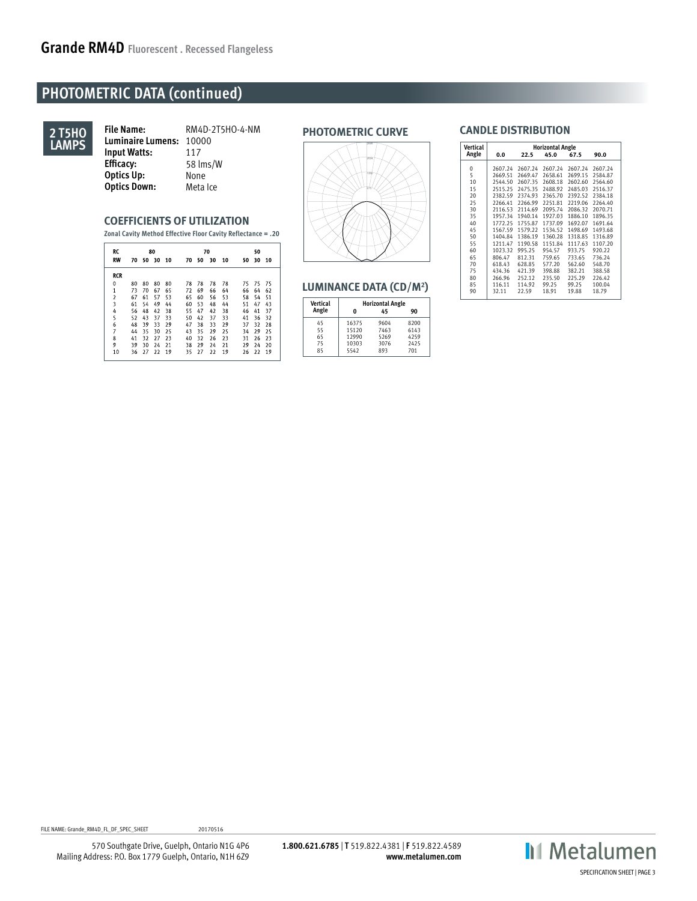# Grande RM4D Fluorescent . Recessed Flangeless

## PHOTOMETRIC DATA (continued)

**2 T5HO LAMPS**

| | |
|---|---|
| **File Name:** | RM4D-2T5HO-4-NM |
| **Luminaire Lumens:** | 10000 |
| **Input Watts:** | 117 |
| **Efficacy:** | 58 lms/W |
| **Optics Up:** | None |
| **Optics Down:** | Meta Ice |

### COEFFICIENTS OF UTILIZATION

**Zonal Cavity Method Effective Floor Cavity Reflectance = .20**

| RC | 80 | | | | 70 | | | | 50 | | |
|---|---|---|---|---|---|---|---|---|---|---|---|
| RW | 70 | 50 | 30 | 10 | 70 | 50 | 30 | 10 | 50 | 30 | 10 |
| RCR | | | | | | | | | | | |
| 0 | 80 | 80 | 80 | 80 | 78 | 78 | 78 | 78 | 75 | 75 | 75 |
| 1 | 73 | 70 | 67 | 65 | 72 | 69 | 66 | 64 | 66 | 64 | 62 |
| 2 | 67 | 61 | 57 | 53 | 65 | 60 | 56 | 53 | 58 | 54 | 51 |
| 3 | 61 | 54 | 49 | 44 | 60 | 53 | 48 | 44 | 51 | 47 | 43 |
| 4 | 56 | 48 | 42 | 38 | 55 | 47 | 42 | 38 | 46 | 41 | 37 |
| 5 | 52 | 43 | 37 | 33 | 50 | 42 | 37 | 33 | 41 | 36 | 32 |
| 6 | 48 | 39 | 33 | 29 | 47 | 38 | 33 | 29 | 37 | 32 | 28 |
| 7 | 44 | 35 | 30 | 25 | 43 | 35 | 29 | 25 | 34 | 29 | 25 |
| 8 | 41 | 32 | 27 | 23 | 40 | 32 | 26 | 23 | 31 | 26 | 23 |
| 9 | 39 | 30 | 24 | 21 | 38 | 29 | 24 | 21 | 29 | 24 | 20 |
| 10 | 36 | 27 | 22 | 19 | 35 | 27 | 22 | 19 | 26 | 22 | 19 |

### PHOTOMETRIC CURVE

### LUMINANCE DATA (CD/M²)

| Vertical Angle | Horizontal Angle 0 | 45 | 90 |
|---|---|---|---|
| 45 | 16375 | 9604 | 8200 |
| 55 | 15120 | 7463 | 6143 |
| 65 | 12990 | 5269 | 4259 |
| 75 | 10303 | 3076 | 2425 |
| 85 | 5542 | 893 | 701 |

### CANDLE DISTRIBUTION

| Vertical Angle | Horizontal Angle 0.0 | 22.5 | 45.0 | 67.5 | 90.0 |
|---|---|---|---|---|---|
| 0 | 2607.24 | 2607.24 | 2607.24 | 2607.24 | 2607.24 |
| 5 | 2669.51 | 2669.47 | 2658.61 | 2699.15 | 2584.87 |
| 10 | 2544.50 | 2607.35 | 2608.18 | 2602.60 | 2564.60 |
| 15 | 2515.25 | 2475.35 | 2488.92 | 2485.03 | 2516.37 |
| 20 | 2382.59 | 2374.93 | 2365.70 | 2392.52 | 2384.18 |
| 25 | 2266.41 | 2266.99 | 2251.81 | 2219.06 | 2264.40 |
| 30 | 2116.53 | 2114.69 | 2095.74 | 2086.32 | 2070.71 |
| 35 | 1957.34 | 1940.14 | 1927.03 | 1886.10 | 1896.35 |
| 40 | 1772.25 | 1755.87 | 1737.09 | 1692.07 | 1691.64 |
| 45 | 1567.59 | 1579.22 | 1534.52 | 1498.69 | 1493.68 |
| 50 | 1404.84 | 1386.19 | 1360.28 | 1318.85 | 1316.89 |
| 55 | 1211.47 | 1190.58 | 1151.84 | 1117.63 | 1107.20 |
| 60 | 1023.32 | 995.25 | 954.57 | 933.75 | 920.22 |
| 65 | 806.47 | 812.31 | 759.65 | 733.65 | 736.24 |
| 70 | 618.43 | 628.85 | 577.20 | 562.60 | 548.70 |
| 75 | 434.36 | 421.39 | 398.88 | 382.21 | 388.58 |
| 80 | 266.96 | 252.12 | 235.50 | 225.29 | 226.42 |
| 85 | 116.11 | 114.92 | 99.25 | 99.25 | 100.04 |
| 90 | 32.11 | 22.59 | 18.91 | 19.88 | 18.79 |

FILE NAME: Grande_RM4D_FL_DF_SPEC_SHEET 20170516

570 Southgate Drive, Guelph, Ontario N1G 4P6
Mailing Address: P.O. Box 1779 Guelph, Ontario, N1H 6Z9

**1.800.621.6785** | **T** 519.822.4381 | **F** 519.822.4589
**www.metalumen.com**

Metalumen

SPECIFICATION SHEET | PAGE 3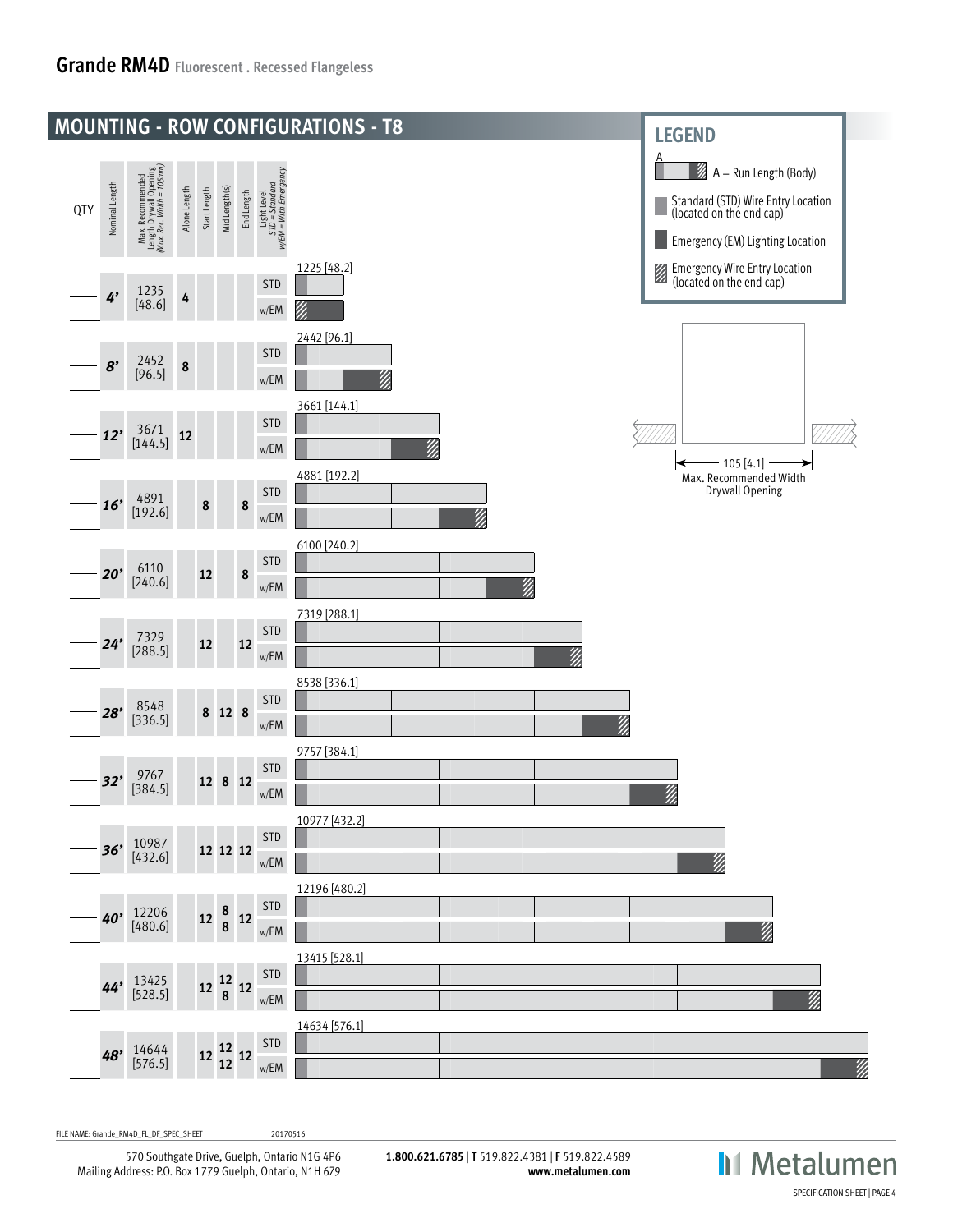## Grande RM4D Fluorescent . Recessed Flangeless

## MOUNTING - ROW CONFIGURATIONS - T8

| QTY | Nominal Length | Max. Recommended Length Drywall Opening (Max. Rec. Width = 105mm) | Alone Length | Start Length | Mid Length(s) | End Length | Light Level STD = Standard w/EM = With Emergency | Run Length |
|---|---|---|---|---|---|---|---|---|
| ___ | 4' | 1235 [48.6] | 4 | | | | STD / w/EM | 1225 [48.2] |
| ___ | 8' | 2452 [96.5] | 8 | | | | STD / w/EM | 2442 [96.1] |
| ___ | 12' | 3671 [144.5] | 12 | | | | STD / w/EM | 3661 [144.1] |
| ___ | 16' | 4891 [192.6] | | 8 | | 8 | STD / w/EM | 4881 [192.2] |
| ___ | 20' | 6110 [240.6] | | 12 | | 8 | STD / w/EM | 6100 [240.2] |
| ___ | 24' | 7329 [288.5] | | 12 | | 12 | STD / w/EM | 7319 [288.1] |
| ___ | 28' | 8548 [336.5] | | 8 | 12 | 8 | STD / w/EM | 8538 [336.1] |
| ___ | 32' | 9767 [384.5] | | 12 | 8 | 12 | STD / w/EM | 9757 [384.1] |
| ___ | 36' | 10987 [432.6] | | 12 | 12 | 12 | STD / w/EM | 10977 [432.2] |
| ___ | 40' | 12206 [480.6] | | 12 | 8, 8 | 12 | STD / w/EM | 12196 [480.2] |
| ___ | 44' | 13425 [528.5] | | 12 | 12, 8 | 12 | STD / w/EM | 13415 [528.1] |
| ___ | 48' | 14644 [576.5] | | 12 | 12, 12 | 12 | STD / w/EM | 14634 [576.1] |

### LEGEND

- A = Run Length (Body)
- Standard (STD) Wire Entry Location (located on the end cap)
- Emergency (EM) Lighting Location
- Emergency Wire Entry Location (located on the end cap)

105 [4.1]
Max. Recommended Width Drywall Opening

FILE NAME: Grande_RM4D_FL_DF_SPEC_SHEET 20170516

570 Southgate Drive, Guelph, Ontario N1G 4P6
Mailing Address: P.O. Box 1779 Guelph, Ontario, N1H 6Z9

**1.800.621.6785** | **T** 519.822.4381 | **F** 519.822.4589
**www.metalumen.com**

Metalumen

SPECIFICATION SHEET | PAGE 4